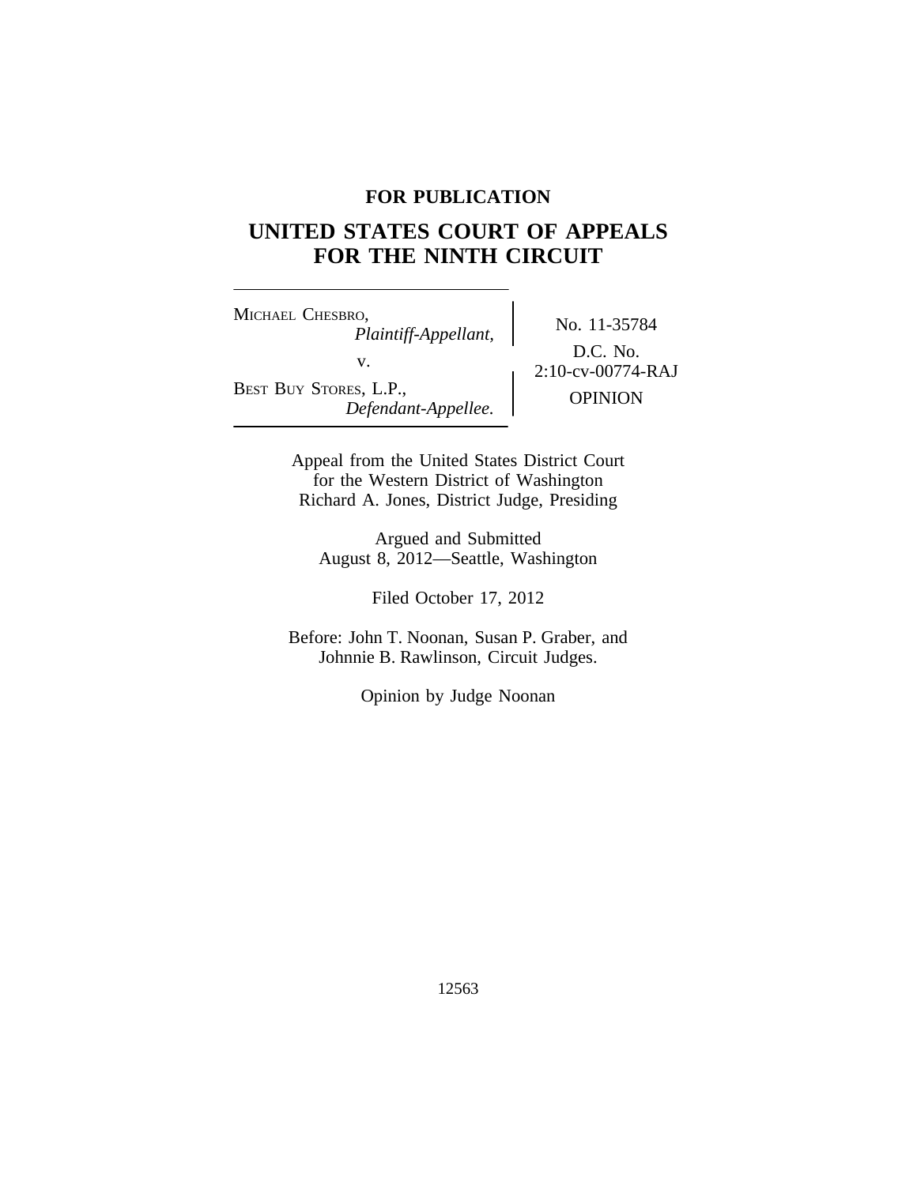**FOR PUBLICATION**

# UNITED STATES COURT OF APPEALS FOR THE NINTH CIRCUIT

| | |
|---|---|
| MICHAEL CHESBRO, *Plaintiff-Appellant,* v. BEST BUY STORES, L.P., *Defendant-Appellee.* | No. 11-35784 D.C. No. 2:10-cv-00774-RAJ OPINION |

Appeal from the United States District Court for the Western District of Washington
Richard A. Jones, District Judge, Presiding

Argued and Submitted
August 8, 2012—Seattle, Washington

Filed October 17, 2012

Before: John T. Noonan, Susan P. Graber, and Johnnie B. Rawlinson, Circuit Judges.

Opinion by Judge Noonan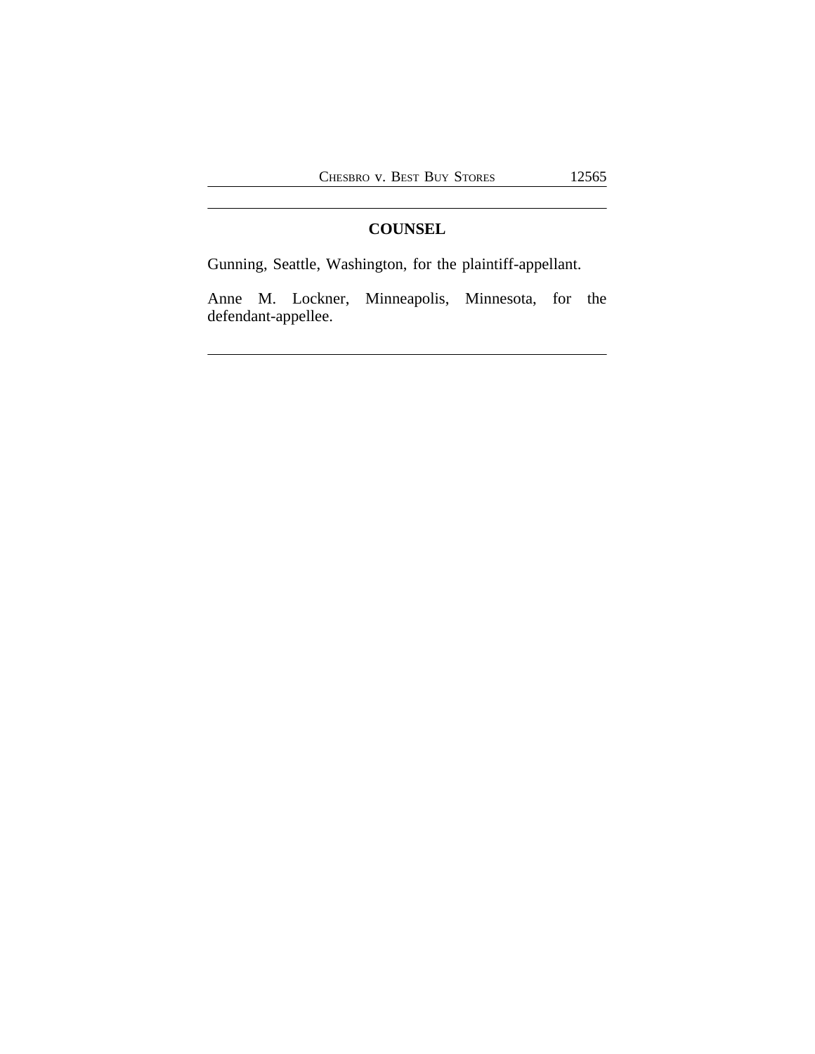## COUNSEL

Gunning, Seattle, Washington, for the plaintiff-appellant.

Anne M. Lockner, Minneapolis, Minnesota, for the defendant-appellee.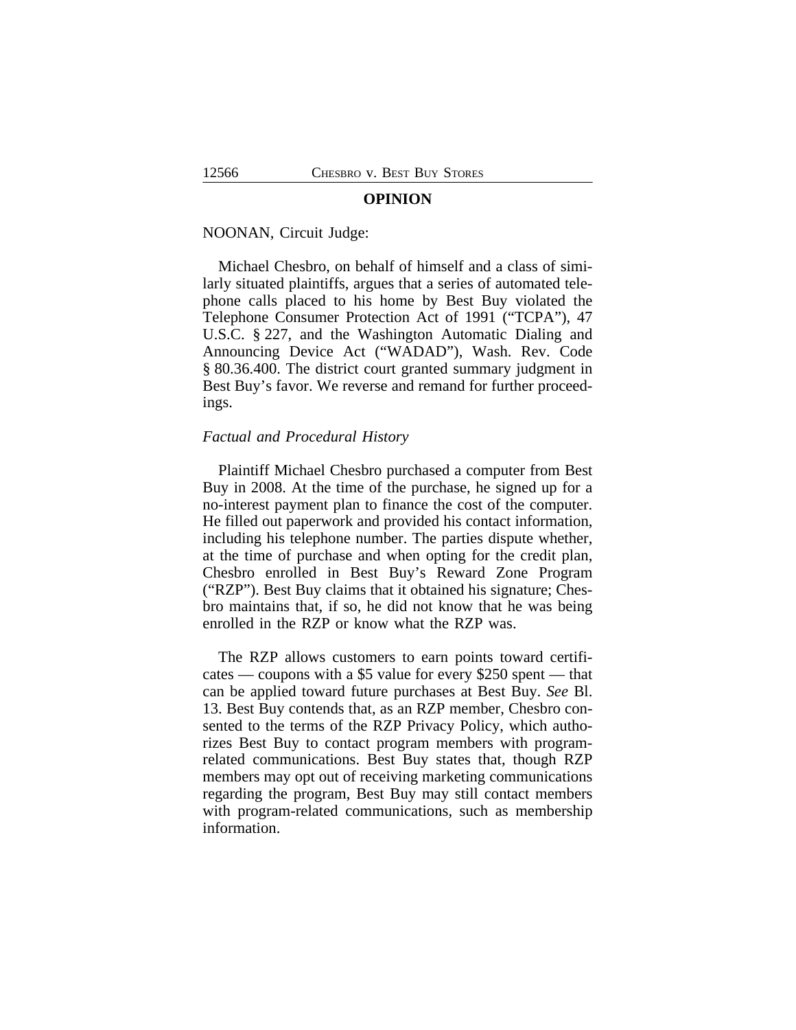## OPINION

NOONAN, Circuit Judge:

Michael Chesbro, on behalf of himself and a class of similarly situated plaintiffs, argues that a series of automated telephone calls placed to his home by Best Buy violated the Telephone Consumer Protection Act of 1991 ("TCPA"), 47 U.S.C. § 227, and the Washington Automatic Dialing and Announcing Device Act ("WADAD"), Wash. Rev. Code § 80.36.400. The district court granted summary judgment in Best Buy's favor. We reverse and remand for further proceedings.

*Factual and Procedural History*

Plaintiff Michael Chesbro purchased a computer from Best Buy in 2008. At the time of the purchase, he signed up for a no-interest payment plan to finance the cost of the computer. He filled out paperwork and provided his contact information, including his telephone number. The parties dispute whether, at the time of purchase and when opting for the credit plan, Chesbro enrolled in Best Buy's Reward Zone Program ("RZP"). Best Buy claims that it obtained his signature; Chesbro maintains that, if so, he did not know that he was being enrolled in the RZP or know what the RZP was.

The RZP allows customers to earn points toward certificates — coupons with a $5 value for every $250 spent — that can be applied toward future purchases at Best Buy. *See* Bl. 13. Best Buy contends that, as an RZP member, Chesbro consented to the terms of the RZP Privacy Policy, which authorizes Best Buy to contact program members with program-related communications. Best Buy states that, though RZP members may opt out of receiving marketing communications regarding the program, Best Buy may still contact members with program-related communications, such as membership information.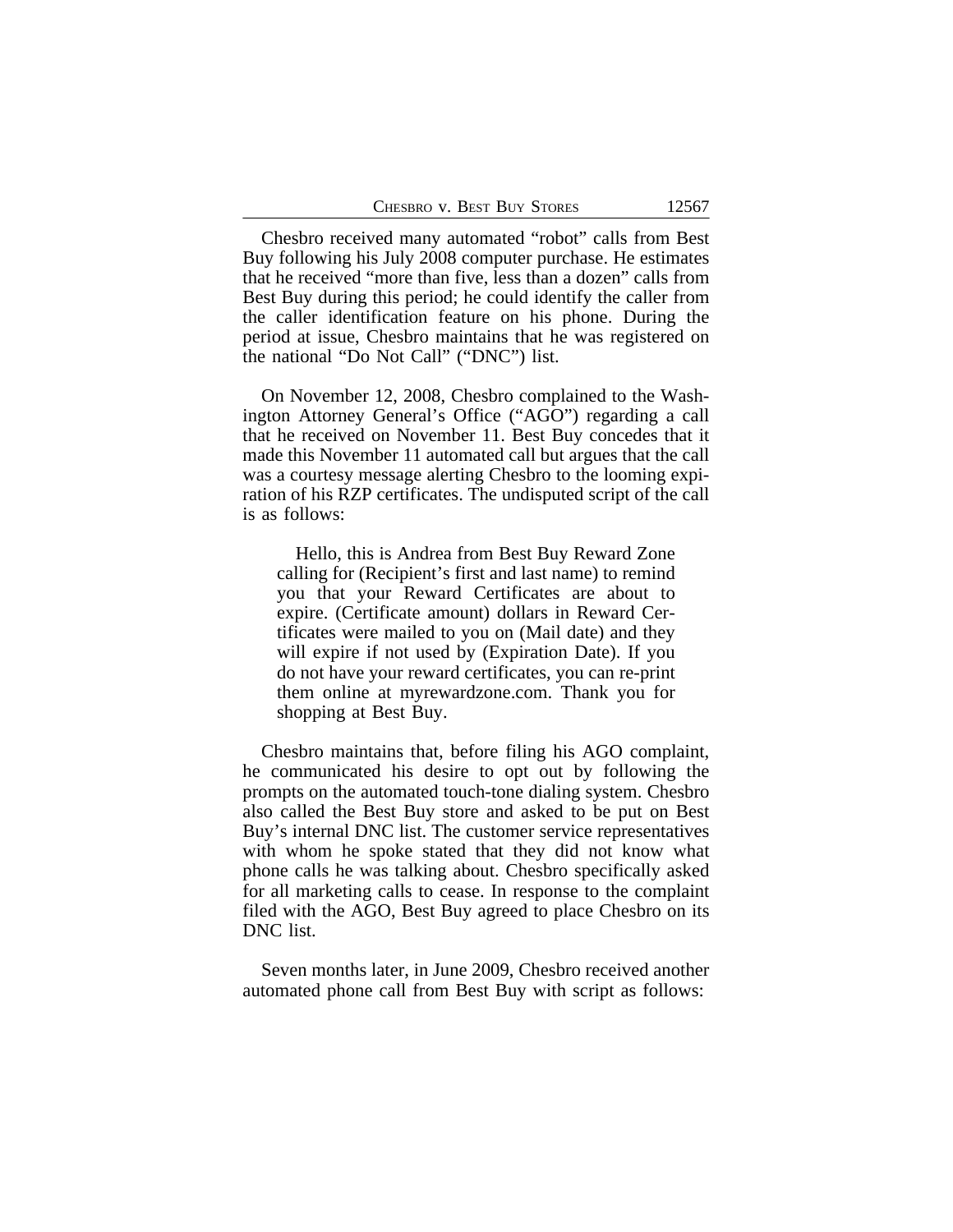Chesbro received many automated "robot" calls from Best Buy following his July 2008 computer purchase. He estimates that he received "more than five, less than a dozen" calls from Best Buy during this period; he could identify the caller from the caller identification feature on his phone. During the period at issue, Chesbro maintains that he was registered on the national "Do Not Call" ("DNC") list.

On November 12, 2008, Chesbro complained to the Washington Attorney General's Office ("AGO") regarding a call that he received on November 11. Best Buy concedes that it made this November 11 automated call but argues that the call was a courtesy message alerting Chesbro to the looming expiration of his RZP certificates. The undisputed script of the call is as follows:

> Hello, this is Andrea from Best Buy Reward Zone calling for (Recipient's first and last name) to remind you that your Reward Certificates are about to expire. (Certificate amount) dollars in Reward Certificates were mailed to you on (Mail date) and they will expire if not used by (Expiration Date). If you do not have your reward certificates, you can re-print them online at myrewardzone.com. Thank you for shopping at Best Buy.

Chesbro maintains that, before filing his AGO complaint, he communicated his desire to opt out by following the prompts on the automated touch-tone dialing system. Chesbro also called the Best Buy store and asked to be put on Best Buy's internal DNC list. The customer service representatives with whom he spoke stated that they did not know what phone calls he was talking about. Chesbro specifically asked for all marketing calls to cease. In response to the complaint filed with the AGO, Best Buy agreed to place Chesbro on its DNC list.

Seven months later, in June 2009, Chesbro received another automated phone call from Best Buy with script as follows: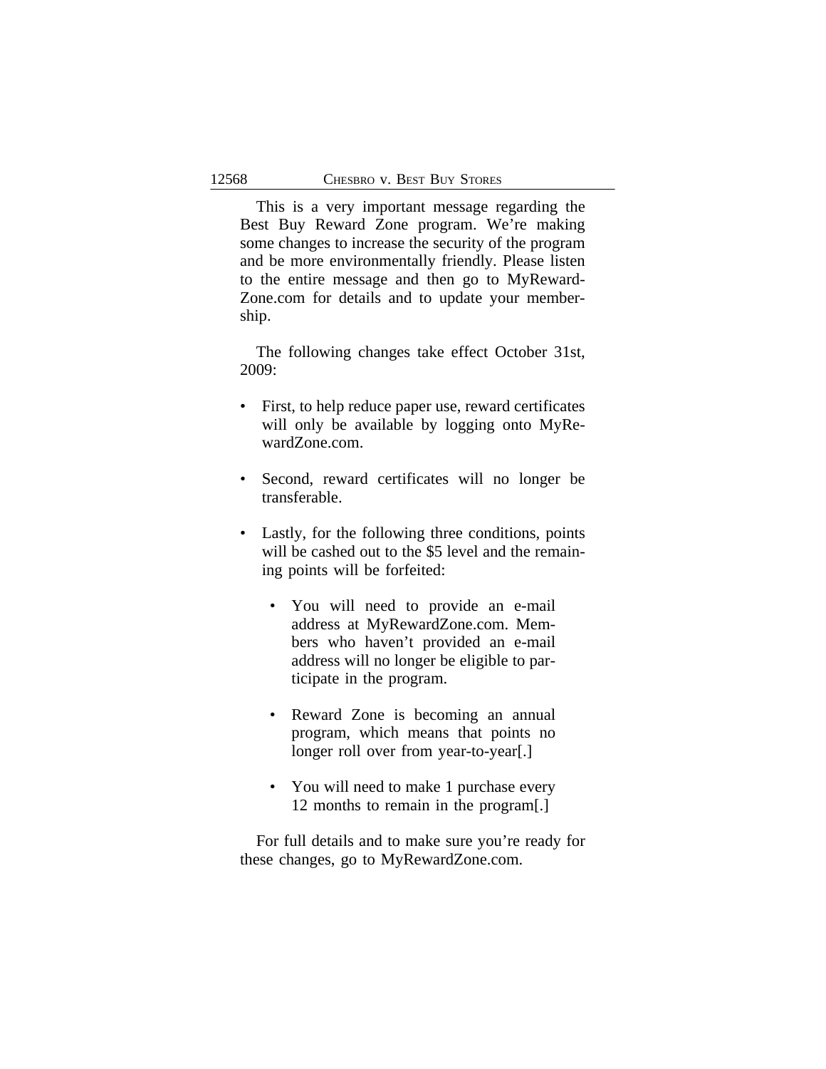This is a very important message regarding the Best Buy Reward Zone program. We're making some changes to increase the security of the program and be more environmentally friendly. Please listen to the entire message and then go to MyRewardZone.com for details and to update your membership.

The following changes take effect October 31st, 2009:

- First, to help reduce paper use, reward certificates will only be available by logging onto MyRewardZone.com.

- Second, reward certificates will no longer be transferable.

- Lastly, for the following three conditions, points will be cashed out to the $5 level and the remaining points will be forfeited:

  - You will need to provide an e-mail address at MyRewardZone.com. Members who haven't provided an e-mail address will no longer be eligible to participate in the program.

  - Reward Zone is becoming an annual program, which means that points no longer roll over from year-to-year[.]

  - You will need to make 1 purchase every 12 months to remain in the program[.]

For full details and to make sure you're ready for these changes, go to MyRewardZone.com.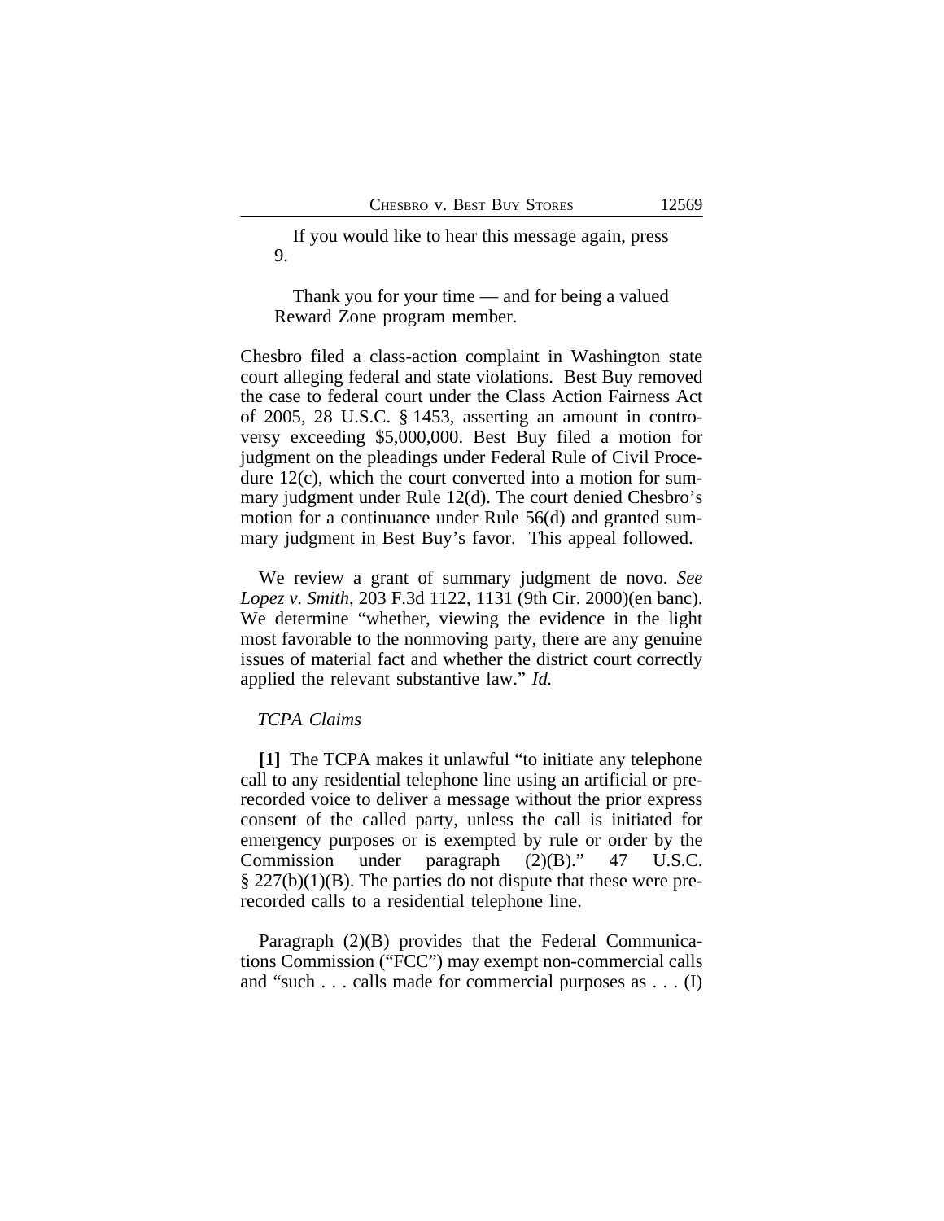If you would like to hear this message again, press 9.

Thank you for your time — and for being a valued Reward Zone program member.

Chesbro filed a class-action complaint in Washington state court alleging federal and state violations. Best Buy removed the case to federal court under the Class Action Fairness Act of 2005, 28 U.S.C. § 1453, asserting an amount in controversy exceeding $5,000,000. Best Buy filed a motion for judgment on the pleadings under Federal Rule of Civil Procedure 12(c), which the court converted into a motion for summary judgment under Rule 12(d). The court denied Chesbro's motion for a continuance under Rule 56(d) and granted summary judgment in Best Buy's favor. This appeal followed.

We review a grant of summary judgment de novo. *See Lopez v. Smith*, 203 F.3d 1122, 1131 (9th Cir. 2000)(en banc). We determine "whether, viewing the evidence in the light most favorable to the nonmoving party, there are any genuine issues of material fact and whether the district court correctly applied the relevant substantive law." *Id.*

*TCPA Claims*

**[1]** The TCPA makes it unlawful "to initiate any telephone call to any residential telephone line using an artificial or prerecorded voice to deliver a message without the prior express consent of the called party, unless the call is initiated for emergency purposes or is exempted by rule or order by the Commission under paragraph (2)(B)." 47 U.S.C. § 227(b)(1)(B). The parties do not dispute that these were prerecorded calls to a residential telephone line.

Paragraph (2)(B) provides that the Federal Communications Commission ("FCC") may exempt non-commercial calls and "such . . . calls made for commercial purposes as . . . (I)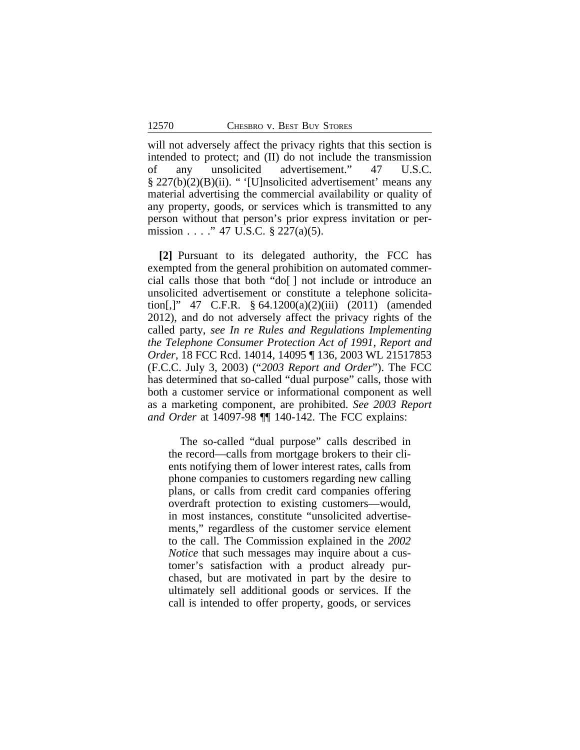will not adversely affect the privacy rights that this section is intended to protect; and (II) do not include the transmission of any unsolicited advertisement." 47 U.S.C. § 227(b)(2)(B)(ii). " '[U]nsolicited advertisement' means any material advertising the commercial availability or quality of any property, goods, or services which is transmitted to any person without that person's prior express invitation or permission . . . ." 47 U.S.C. § 227(a)(5).

**[2]** Pursuant to its delegated authority, the FCC has exempted from the general prohibition on automated commercial calls those that both "do[ ] not include or introduce an unsolicited advertisement or constitute a telephone solicitation[,]" 47 C.F.R. § 64.1200(a)(2)(iii) (2011) (amended 2012), and do not adversely affect the privacy rights of the called party, *see In re Rules and Regulations Implementing the Telephone Consumer Protection Act of 1991, Report and Order*, 18 FCC Rcd. 14014, 14095 ¶ 136, 2003 WL 21517853 (F.C.C. July 3, 2003) ("*2003 Report and Order*"). The FCC has determined that so-called "dual purpose" calls, those with both a customer service or informational component as well as a marketing component, are prohibited. *See 2003 Report and Order* at 14097-98 ¶¶ 140-142. The FCC explains:

> The so-called "dual purpose" calls described in the record—calls from mortgage brokers to their clients notifying them of lower interest rates, calls from phone companies to customers regarding new calling plans, or calls from credit card companies offering overdraft protection to existing customers—would, in most instances, constitute "unsolicited advertisements," regardless of the customer service element to the call. The Commission explained in the *2002 Notice* that such messages may inquire about a customer's satisfaction with a product already purchased, but are motivated in part by the desire to ultimately sell additional goods or services. If the call is intended to offer property, goods, or services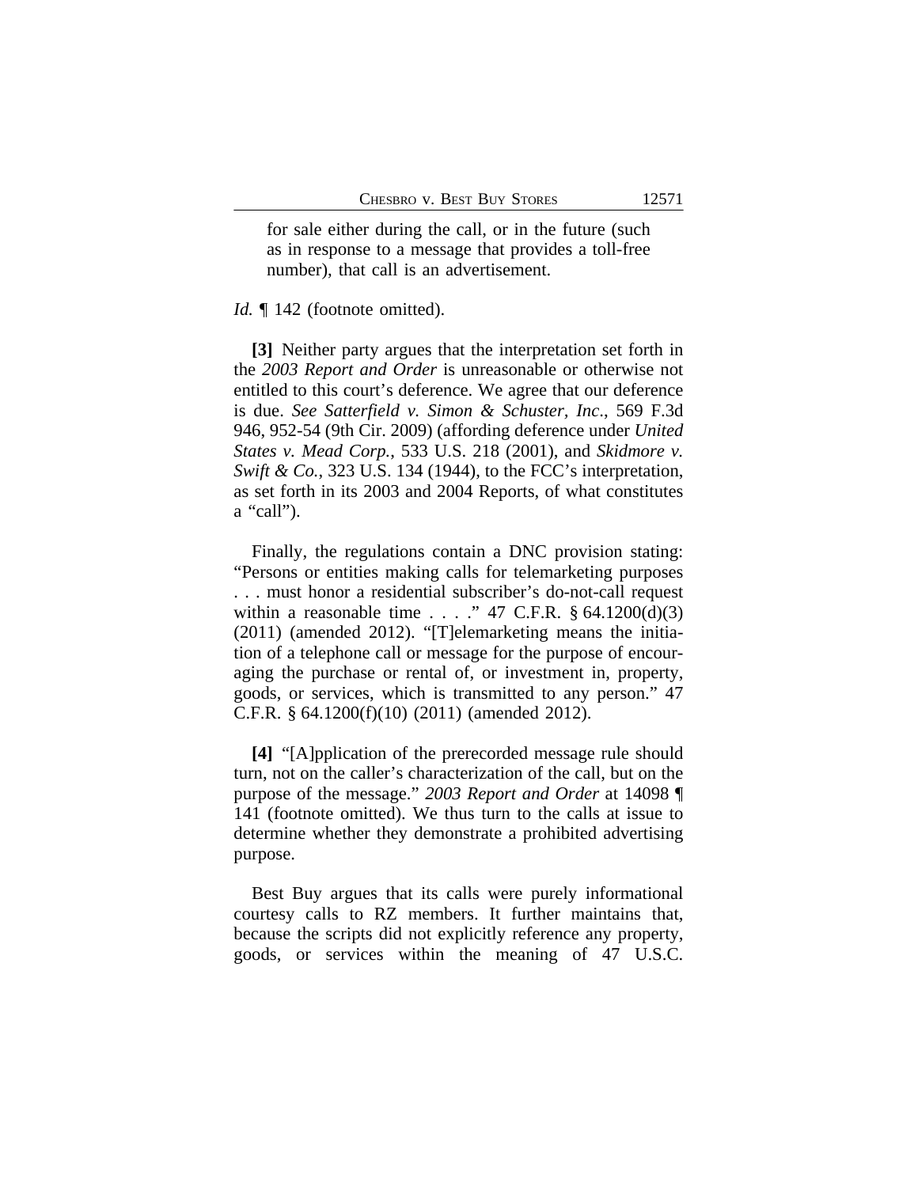> for sale either during the call, or in the future (such as in response to a message that provides a toll-free number), that call is an advertisement.

*Id.* ¶ 142 (footnote omitted).

**[3]** Neither party argues that the interpretation set forth in the *2003 Report and Order* is unreasonable or otherwise not entitled to this court's deference. We agree that our deference is due. *See Satterfield v. Simon & Schuster, Inc*., 569 F.3d 946, 952-54 (9th Cir. 2009) (affording deference under *United States v. Mead Corp.*, 533 U.S. 218 (2001), and *Skidmore v. Swift & Co.*, 323 U.S. 134 (1944), to the FCC's interpretation, as set forth in its 2003 and 2004 Reports, of what constitutes a "call").

Finally, the regulations contain a DNC provision stating: "Persons or entities making calls for telemarketing purposes . . . must honor a residential subscriber's do-not-call request within a reasonable time . . . ." 47 C.F.R. § 64.1200(d)(3) (2011) (amended 2012). "[T]elemarketing means the initiation of a telephone call or message for the purpose of encouraging the purchase or rental of, or investment in, property, goods, or services, which is transmitted to any person." 47 C.F.R. § 64.1200(f)(10) (2011) (amended 2012).

**[4]** "[A]pplication of the prerecorded message rule should turn, not on the caller's characterization of the call, but on the purpose of the message." *2003 Report and Order* at 14098 ¶ 141 (footnote omitted). We thus turn to the calls at issue to determine whether they demonstrate a prohibited advertising purpose.

Best Buy argues that its calls were purely informational courtesy calls to RZ members. It further maintains that, because the scripts did not explicitly reference any property, goods, or services within the meaning of 47 U.S.C.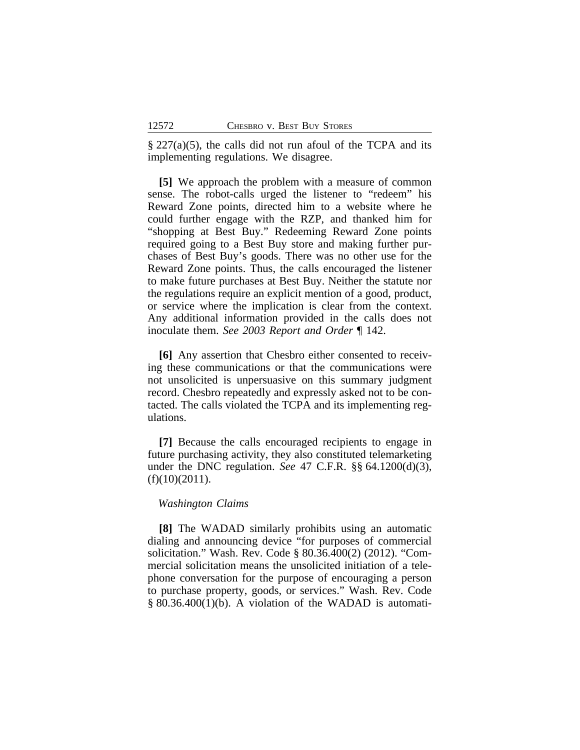§ 227(a)(5), the calls did not run afoul of the TCPA and its implementing regulations. We disagree.

**[5]** We approach the problem with a measure of common sense. The robot-calls urged the listener to "redeem" his Reward Zone points, directed him to a website where he could further engage with the RZP, and thanked him for "shopping at Best Buy." Redeeming Reward Zone points required going to a Best Buy store and making further purchases of Best Buy's goods. There was no other use for the Reward Zone points. Thus, the calls encouraged the listener to make future purchases at Best Buy. Neither the statute nor the regulations require an explicit mention of a good, product, or service where the implication is clear from the context. Any additional information provided in the calls does not inoculate them. *See 2003 Report and Order* ¶ 142.

**[6]** Any assertion that Chesbro either consented to receiving these communications or that the communications were not unsolicited is unpersuasive on this summary judgment record. Chesbro repeatedly and expressly asked not to be contacted. The calls violated the TCPA and its implementing regulations.

**[7]** Because the calls encouraged recipients to engage in future purchasing activity, they also constituted telemarketing under the DNC regulation. *See* 47 C.F.R. §§ 64.1200(d)(3), (f)(10)(2011).

*Washington Claims*

**[8]** The WADAD similarly prohibits using an automatic dialing and announcing device "for purposes of commercial solicitation." Wash. Rev. Code § 80.36.400(2) (2012). "Commercial solicitation means the unsolicited initiation of a telephone conversation for the purpose of encouraging a person to purchase property, goods, or services." Wash. Rev. Code § 80.36.400(1)(b). A violation of the WADAD is automati-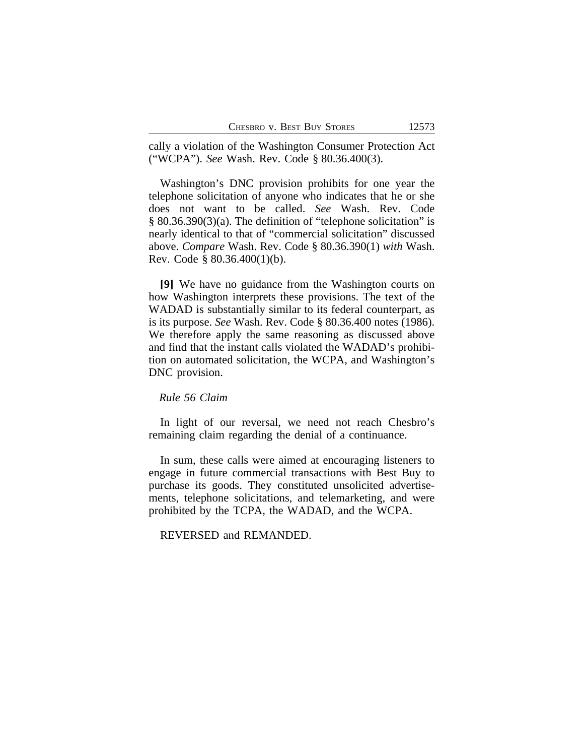cally a violation of the Washington Consumer Protection Act ("WCPA"). *See* Wash. Rev. Code § 80.36.400(3).

Washington's DNC provision prohibits for one year the telephone solicitation of anyone who indicates that he or she does not want to be called. *See* Wash. Rev. Code § 80.36.390(3)(a). The definition of "telephone solicitation" is nearly identical to that of "commercial solicitation" discussed above. *Compare* Wash. Rev. Code § 80.36.390(1) *with* Wash. Rev. Code § 80.36.400(1)(b).

**[9]** We have no guidance from the Washington courts on how Washington interprets these provisions. The text of the WADAD is substantially similar to its federal counterpart, as is its purpose. *See* Wash. Rev. Code § 80.36.400 notes (1986). We therefore apply the same reasoning as discussed above and find that the instant calls violated the WADAD's prohibition on automated solicitation, the WCPA, and Washington's DNC provision.

*Rule 56 Claim*

In light of our reversal, we need not reach Chesbro's remaining claim regarding the denial of a continuance.

In sum, these calls were aimed at encouraging listeners to engage in future commercial transactions with Best Buy to purchase its goods. They constituted unsolicited advertisements, telephone solicitations, and telemarketing, and were prohibited by the TCPA, the WADAD, and the WCPA.

REVERSED and REMANDED.